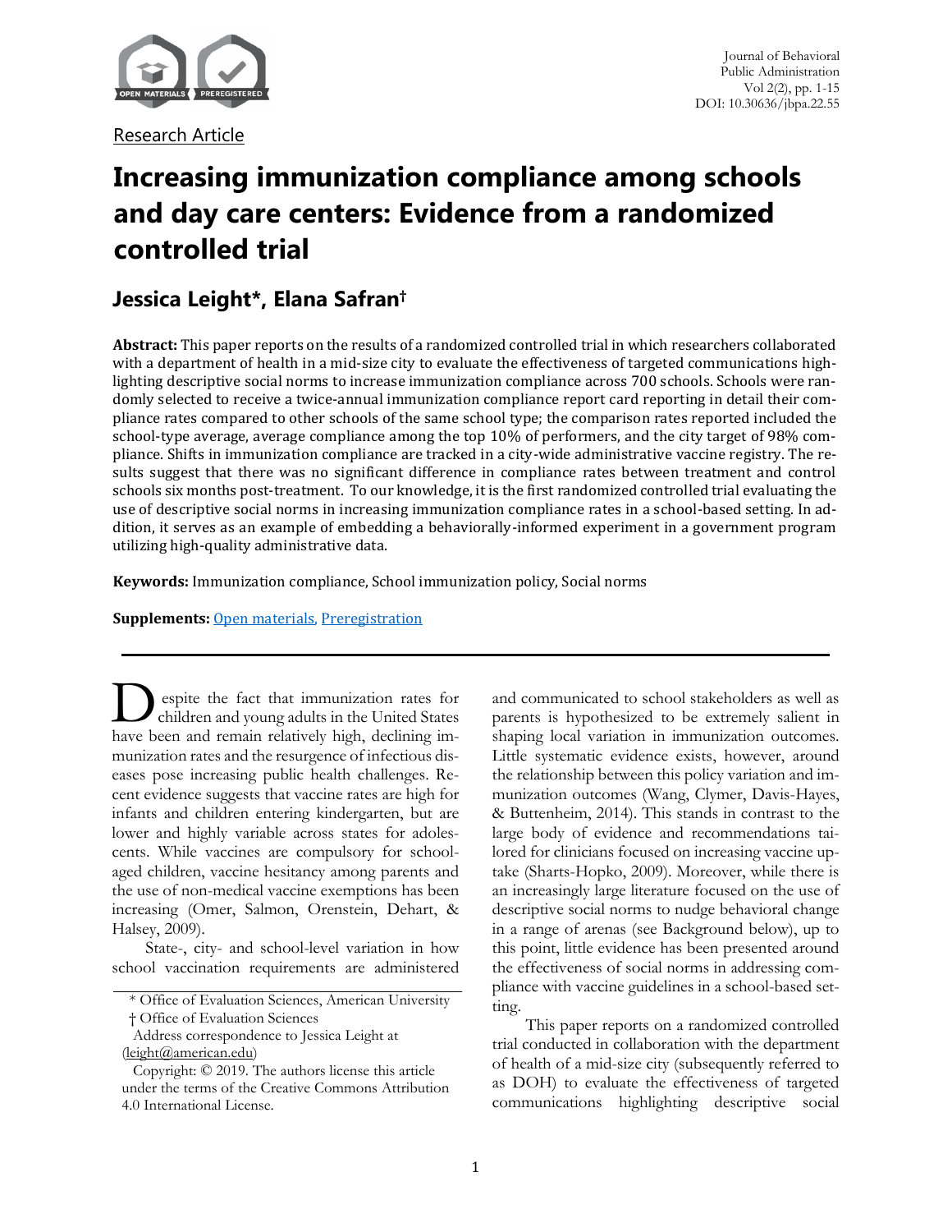Research Article

# Increasing immunization compliance among schools and day care centers: Evidence from a randomized controlled trial

## Jessica Leight*, Elana Safran†

**Abstract:** This paper reports on the results of a randomized controlled trial in which researchers collaborated with a department of health in a mid-size city to evaluate the effectiveness of targeted communications highlighting descriptive social norms to increase immunization compliance across 700 schools. Schools were randomly selected to receive a twice-annual immunization compliance report card reporting in detail their compliance rates compared to other schools of the same school type; the comparison rates reported included the school-type average, average compliance among the top 10% of performers, and the city target of 98% compliance. Shifts in immunization compliance are tracked in a city-wide administrative vaccine registry. The results suggest that there was no significant difference in compliance rates between treatment and control schools six months post-treatment. To our knowledge, it is the first randomized controlled trial evaluating the use of descriptive social norms in increasing immunization compliance rates in a school-based setting. In addition, it serves as an example of embedding a behaviorally-informed experiment in a government program utilizing high-quality administrative data.

**Keywords:** Immunization compliance, School immunization policy, Social norms

**Supplements:** Open materials, Preregistration

---

Despite the fact that immunization rates for children and young adults in the United States have been and remain relatively high, declining immunization rates and the resurgence of infectious diseases pose increasing public health challenges. Recent evidence suggests that vaccine rates are high for infants and children entering kindergarten, but are lower and highly variable across states for adolescents. While vaccines are compulsory for school-aged children, vaccine hesitancy among parents and the use of non-medical vaccine exemptions has been increasing (Omer, Salmon, Orenstein, Dehart, & Halsey, 2009).

State-, city- and school-level variation in how school vaccination requirements are administered and communicated to school stakeholders as well as parents is hypothesized to be extremely salient in shaping local variation in immunization outcomes. Little systematic evidence exists, however, around the relationship between this policy variation and immunization outcomes (Wang, Clymer, Davis-Hayes, & Buttenheim, 2014). This stands in contrast to the large body of evidence and recommendations tailored for clinicians focused on increasing vaccine uptake (Sharts-Hopko, 2009). Moreover, while there is an increasingly large literature focused on the use of descriptive social norms to nudge behavioral change in a range of arenas (see Background below), up to this point, little evidence has been presented around the effectiveness of social norms in addressing compliance with vaccine guidelines in a school-based setting.

This paper reports on a randomized controlled trial conducted in collaboration with the department of health of a mid-size city (subsequently referred to as DOH) to evaluate the effectiveness of targeted communications highlighting descriptive social

---

\* Office of Evaluation Sciences, American University
† Office of Evaluation Sciences
Address correspondence to Jessica Leight at (leight@american.edu)

Copyright: © 2019. The authors license this article under the terms of the Creative Commons Attribution 4.0 International License.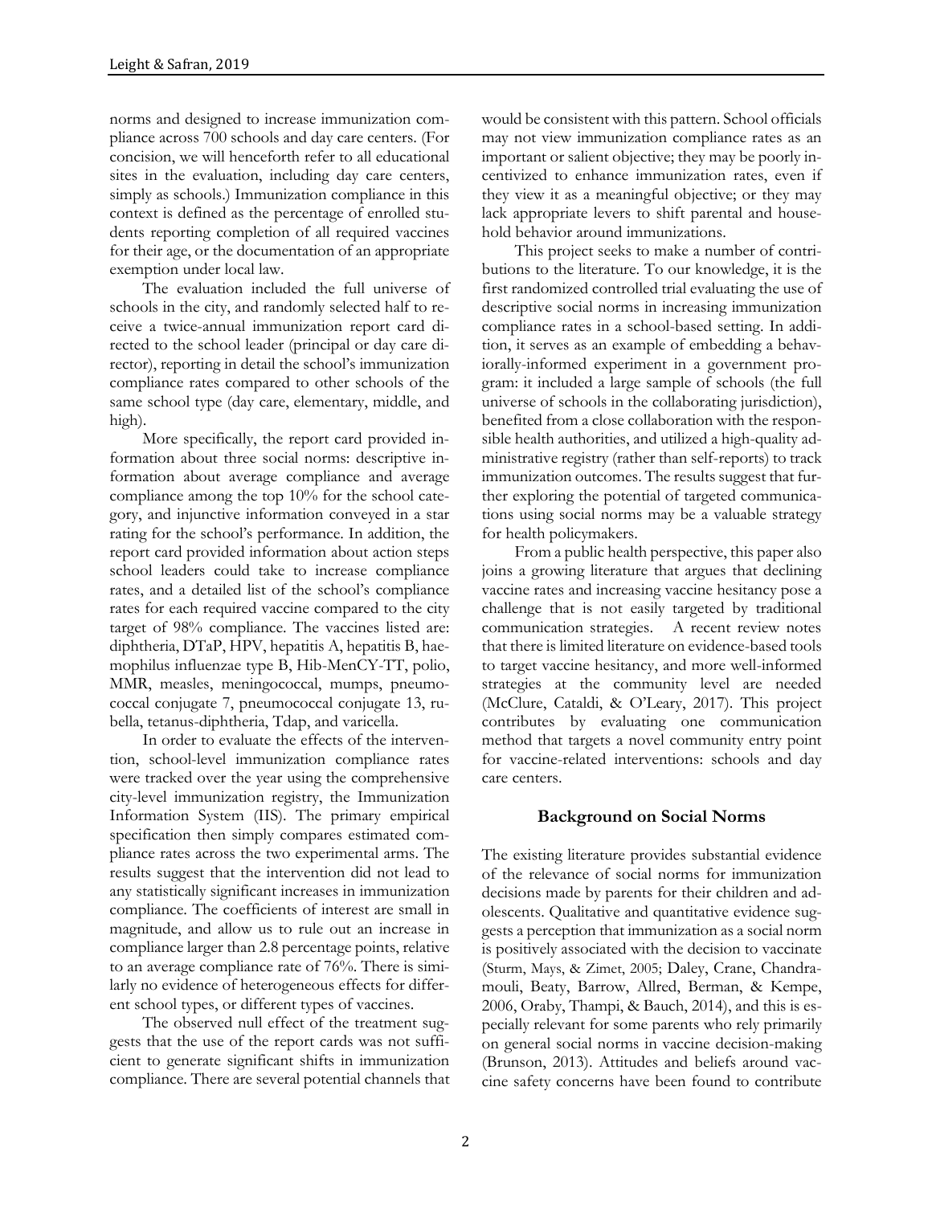norms and designed to increase immunization compliance across 700 schools and day care centers. (For concision, we will henceforth refer to all educational sites in the evaluation, including day care centers, simply as schools.) Immunization compliance in this context is defined as the percentage of enrolled students reporting completion of all required vaccines for their age, or the documentation of an appropriate exemption under local law.

The evaluation included the full universe of schools in the city, and randomly selected half to receive a twice-annual immunization report card directed to the school leader (principal or day care director), reporting in detail the school's immunization compliance rates compared to other schools of the same school type (day care, elementary, middle, and high).

More specifically, the report card provided information about three social norms: descriptive information about average compliance and average compliance among the top 10% for the school category, and injunctive information conveyed in a star rating for the school's performance. In addition, the report card provided information about action steps school leaders could take to increase compliance rates, and a detailed list of the school's compliance rates for each required vaccine compared to the city target of 98% compliance. The vaccines listed are: diphtheria, DTaP, HPV, hepatitis A, hepatitis B, haemophilus influenzae type B, Hib-MenCY-TT, polio, MMR, measles, meningococcal, mumps, pneumococcal conjugate 7, pneumococcal conjugate 13, rubella, tetanus-diphtheria, Tdap, and varicella.

In order to evaluate the effects of the intervention, school-level immunization compliance rates were tracked over the year using the comprehensive city-level immunization registry, the Immunization Information System (IIS). The primary empirical specification then simply compares estimated compliance rates across the two experimental arms. The results suggest that the intervention did not lead to any statistically significant increases in immunization compliance. The coefficients of interest are small in magnitude, and allow us to rule out an increase in compliance larger than 2.8 percentage points, relative to an average compliance rate of 76%. There is similarly no evidence of heterogeneous effects for different school types, or different types of vaccines.

The observed null effect of the treatment suggests that the use of the report cards was not sufficient to generate significant shifts in immunization compliance. There are several potential channels that would be consistent with this pattern. School officials may not view immunization compliance rates as an important or salient objective; they may be poorly incentivized to enhance immunization rates, even if they view it as a meaningful objective; or they may lack appropriate levers to shift parental and household behavior around immunizations.

This project seeks to make a number of contributions to the literature. To our knowledge, it is the first randomized controlled trial evaluating the use of descriptive social norms in increasing immunization compliance rates in a school-based setting. In addition, it serves as an example of embedding a behaviorally-informed experiment in a government program: it included a large sample of schools (the full universe of schools in the collaborating jurisdiction), benefited from a close collaboration with the responsible health authorities, and utilized a high-quality administrative registry (rather than self-reports) to track immunization outcomes. The results suggest that further exploring the potential of targeted communications using social norms may be a valuable strategy for health policymakers.

From a public health perspective, this paper also joins a growing literature that argues that declining vaccine rates and increasing vaccine hesitancy pose a challenge that is not easily targeted by traditional communication strategies. A recent review notes that there is limited literature on evidence-based tools to target vaccine hesitancy, and more well-informed strategies at the community level are needed (McClure, Cataldi, & O'Leary, 2017). This project contributes by evaluating one communication method that targets a novel community entry point for vaccine-related interventions: schools and day care centers.

## Background on Social Norms

The existing literature provides substantial evidence of the relevance of social norms for immunization decisions made by parents for their children and adolescents. Qualitative and quantitative evidence suggests a perception that immunization as a social norm is positively associated with the decision to vaccinate (Sturm, Mays, & Zimet, 2005; Daley, Crane, Chandramouli, Beaty, Barrow, Allred, Berman, & Kempe, 2006, Oraby, Thampi, & Bauch, 2014), and this is especially relevant for some parents who rely primarily on general social norms in vaccine decision-making (Brunson, 2013). Attitudes and beliefs around vaccine safety concerns have been found to contribute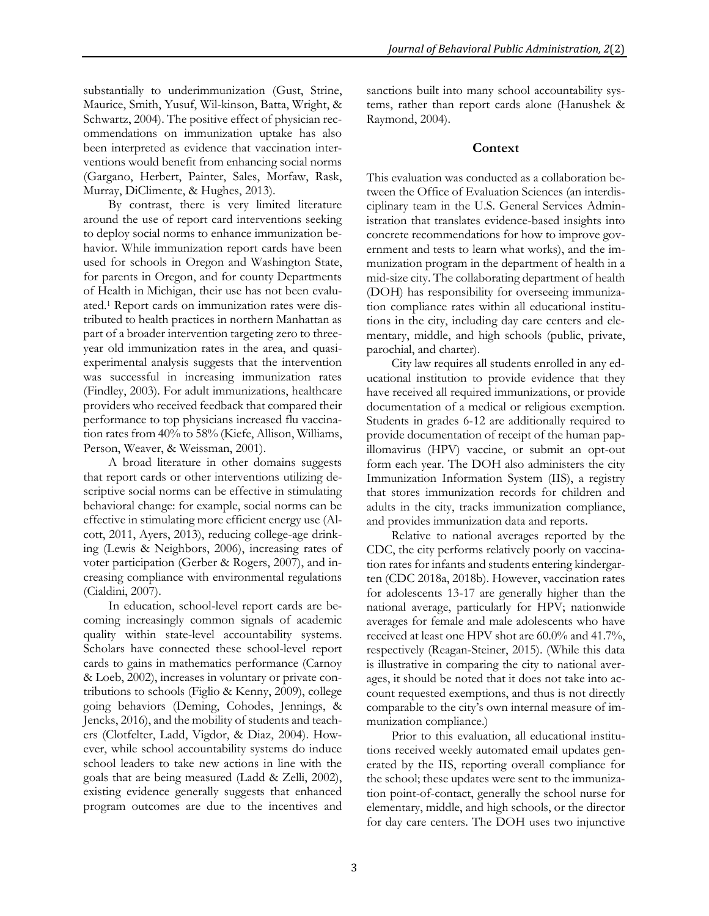substantially to underimmunization (Gust, Strine, Maurice, Smith, Yusuf, Wil-kinson, Batta, Wright, & Schwartz, 2004). The positive effect of physician recommendations on immunization uptake has also been interpreted as evidence that vaccination interventions would benefit from enhancing social norms (Gargano, Herbert, Painter, Sales, Morfaw, Rask, Murray, DiClimente, & Hughes, 2013).

By contrast, there is very limited literature around the use of report card interventions seeking to deploy social norms to enhance immunization behavior. While immunization report cards have been used for schools in Oregon and Washington State, for parents in Oregon, and for county Departments of Health in Michigan, their use has not been evaluated.[1] Report cards on immunization rates were distributed to health practices in northern Manhattan as part of a broader intervention targeting zero to three-year old immunization rates in the area, and quasi-experimental analysis suggests that the intervention was successful in increasing immunization rates (Findley, 2003). For adult immunizations, healthcare providers who received feedback that compared their performance to top physicians increased flu vaccination rates from 40% to 58% (Kiefe, Allison, Williams, Person, Weaver, & Weissman, 2001).

A broad literature in other domains suggests that report cards or other interventions utilizing descriptive social norms can be effective in stimulating behavioral change: for example, social norms can be effective in stimulating more efficient energy use (Alcott, 2011, Ayers, 2013), reducing college-age drinking (Lewis & Neighbors, 2006), increasing rates of voter participation (Gerber & Rogers, 2007), and increasing compliance with environmental regulations (Cialdini, 2007).

In education, school-level report cards are becoming increasingly common signals of academic quality within state-level accountability systems. Scholars have connected these school-level report cards to gains in mathematics performance (Carnoy & Loeb, 2002), increases in voluntary or private contributions to schools (Figlio & Kenny, 2009), college going behaviors (Deming, Cohodes, Jennings, & Jencks, 2016), and the mobility of students and teachers (Clotfelter, Ladd, Vigdor, & Diaz, 2004). However, while school accountability systems do induce school leaders to take new actions in line with the goals that are being measured (Ladd & Zelli, 2002), existing evidence generally suggests that enhanced program outcomes are due to the incentives and sanctions built into many school accountability systems, rather than report cards alone (Hanushek & Raymond, 2004).

## Context

This evaluation was conducted as a collaboration between the Office of Evaluation Sciences (an interdisciplinary team in the U.S. General Services Administration that translates evidence-based insights into concrete recommendations for how to improve government and tests to learn what works), and the immunization program in the department of health in a mid-size city. The collaborating department of health (DOH) has responsibility for overseeing immunization compliance rates within all educational institutions in the city, including day care centers and elementary, middle, and high schools (public, private, parochial, and charter).

City law requires all students enrolled in any educational institution to provide evidence that they have received all required immunizations, or provide documentation of a medical or religious exemption. Students in grades 6-12 are additionally required to provide documentation of receipt of the human papillomavirus (HPV) vaccine, or submit an opt-out form each year. The DOH also administers the city Immunization Information System (IIS), a registry that stores immunization records for children and adults in the city, tracks immunization compliance, and provides immunization data and reports.

Relative to national averages reported by the CDC, the city performs relatively poorly on vaccination rates for infants and students entering kindergarten (CDC 2018a, 2018b). However, vaccination rates for adolescents 13-17 are generally higher than the national average, particularly for HPV; nationwide averages for female and male adolescents who have received at least one HPV shot are 60.0% and 41.7%, respectively (Reagan-Steiner, 2015). (While this data is illustrative in comparing the city to national averages, it should be noted that it does not take into account requested exemptions, and thus is not directly comparable to the city's own internal measure of immunization compliance.)

Prior to this evaluation, all educational institutions received weekly automated email updates generated by the IIS, reporting overall compliance for the school; these updates were sent to the immunization point-of-contact, generally the school nurse for elementary, middle, and high schools, or the director for day care centers. The DOH uses two injunctive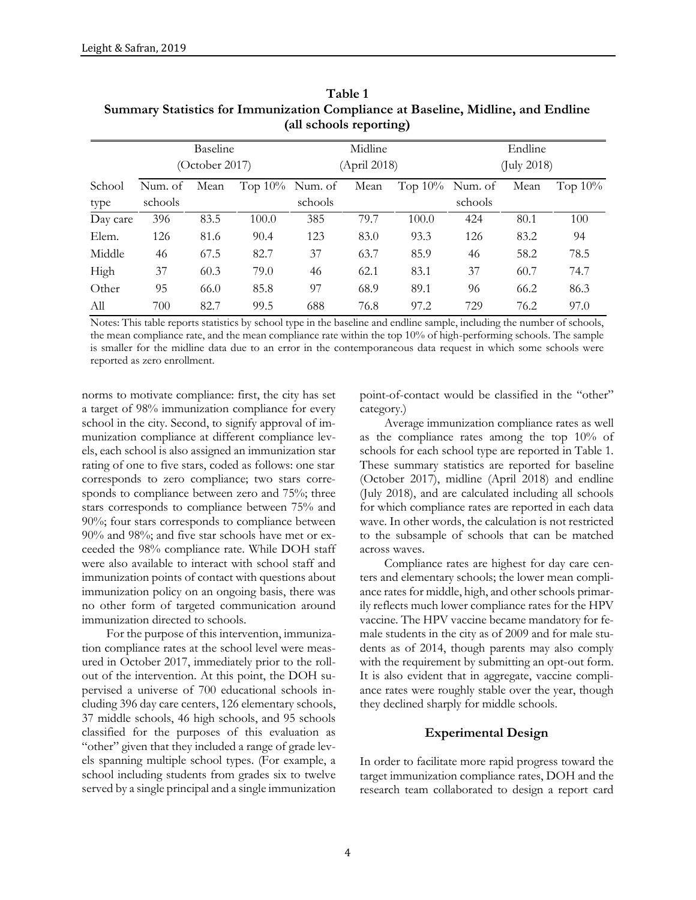**Table 1**
**Summary Statistics for Immunization Compliance at Baseline, Midline, and Endline (all schools reporting)**

| | Baseline (October 2017) | | | Midline (April 2018) | | | Endline (July 2018) | | |
|---|---|---|---|---|---|---|---|---|---|
| School type | Num. of schools | Mean | Top 10% | Num. of schools | Mean | Top 10% | Num. of schools | Mean | Top 10% |
| Day care | 396 | 83.5 | 100.0 | 385 | 79.7 | 100.0 | 424 | 80.1 | 100 |
| Elem. | 126 | 81.6 | 90.4 | 123 | 83.0 | 93.3 | 126 | 83.2 | 94 |
| Middle | 46 | 67.5 | 82.7 | 37 | 63.7 | 85.9 | 46 | 58.2 | 78.5 |
| High | 37 | 60.3 | 79.0 | 46 | 62.1 | 83.1 | 37 | 60.7 | 74.7 |
| Other | 95 | 66.0 | 85.8 | 97 | 68.9 | 89.1 | 96 | 66.2 | 86.3 |
| All | 700 | 82.7 | 99.5 | 688 | 76.8 | 97.2 | 729 | 76.2 | 97.0 |

Notes: This table reports statistics by school type in the baseline and endline sample, including the number of schools, the mean compliance rate, and the mean compliance rate within the top 10% of high-performing schools. The sample is smaller for the midline data due to an error in the contemporaneous data request in which some schools were reported as zero enrollment.

norms to motivate compliance: first, the city has set a target of 98% immunization compliance for every school in the city. Second, to signify approval of immunization compliance at different compliance levels, each school is also assigned an immunization star rating of one to five stars, coded as follows: one star corresponds to zero compliance; two stars corresponds to compliance between zero and 75%; three stars corresponds to compliance between 75% and 90%; four stars corresponds to compliance between 90% and 98%; and five star schools have met or exceeded the 98% compliance rate. While DOH staff were also available to interact with school staff and immunization points of contact with questions about immunization policy on an ongoing basis, there was no other form of targeted communication around immunization directed to schools.

For the purpose of this intervention, immunization compliance rates at the school level were measured in October 2017, immediately prior to the rollout of the intervention. At this point, the DOH supervised a universe of 700 educational schools including 396 day care centers, 126 elementary schools, 37 middle schools, 46 high schools, and 95 schools classified for the purposes of this evaluation as "other" given that they included a range of grade levels spanning multiple school types. (For example, a school including students from grades six to twelve served by a single principal and a single immunization point-of-contact would be classified in the "other" category.)

Average immunization compliance rates as well as the compliance rates among the top 10% of schools for each school type are reported in Table 1. These summary statistics are reported for baseline (October 2017), midline (April 2018) and endline (July 2018), and are calculated including all schools for which compliance rates are reported in each data wave. In other words, the calculation is not restricted to the subsample of schools that can be matched across waves.

Compliance rates are highest for day care centers and elementary schools; the lower mean compliance rates for middle, high, and other schools primarily reflects much lower compliance rates for the HPV vaccine. The HPV vaccine became mandatory for female students in the city as of 2009 and for male students as of 2014, though parents may also comply with the requirement by submitting an opt-out form. It is also evident that in aggregate, vaccine compliance rates were roughly stable over the year, though they declined sharply for middle schools.

## Experimental Design

In order to facilitate more rapid progress toward the target immunization compliance rates, DOH and the research team collaborated to design a report card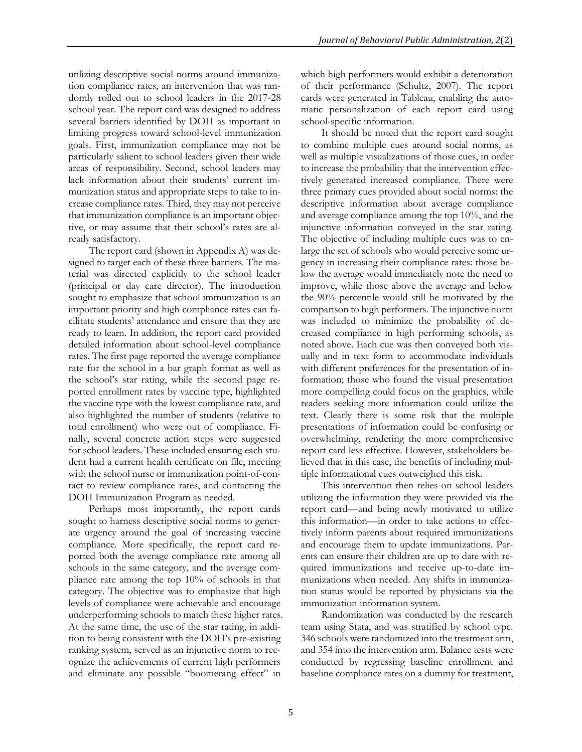utilizing descriptive social norms around immunization compliance rates, an intervention that was randomly rolled out to school leaders in the 2017-28 school year. The report card was designed to address several barriers identified by DOH as important in limiting progress toward school-level immunization goals. First, immunization compliance may not be particularly salient to school leaders given their wide areas of responsibility. Second, school leaders may lack information about their students' current immunization status and appropriate steps to take to increase compliance rates. Third, they may not perceive that immunization compliance is an important objective, or may assume that their school's rates are already satisfactory.

The report card (shown in Appendix A) was designed to target each of these three barriers. The material was directed explicitly to the school leader (principal or day care director). The introduction sought to emphasize that school immunization is an important priority and high compliance rates can facilitate students' attendance and ensure that they are ready to learn. In addition, the report card provided detailed information about school-level compliance rates. The first page reported the average compliance rate for the school in a bar graph format as well as the school's star rating, while the second page reported enrollment rates by vaccine type, highlighted the vaccine type with the lowest compliance rate, and also highlighted the number of students (relative to total enrollment) who were out of compliance. Finally, several concrete action steps were suggested for school leaders. These included ensuring each student had a current health certificate on file, meeting with the school nurse or immunization point-of-contact to review compliance rates, and contacting the DOH Immunization Program as needed.

Perhaps most importantly, the report cards sought to harness descriptive social norms to generate urgency around the goal of increasing vaccine compliance. More specifically, the report card reported both the average compliance rate among all schools in the same category, and the average compliance rate among the top 10% of schools in that category. The objective was to emphasize that high levels of compliance were achievable and encourage underperforming schools to match these higher rates. At the same time, the use of the star rating, in addition to being consistent with the DOH's pre-existing ranking system, served as an injunctive norm to recognize the achievements of current high performers and eliminate any possible "boomerang effect" in which high performers would exhibit a deterioration of their performance (Schultz, 2007). The report cards were generated in Tableau, enabling the automatic personalization of each report card using school-specific information.

It should be noted that the report card sought to combine multiple cues around social norms, as well as multiple visualizations of those cues, in order to increase the probability that the intervention effectively generated increased compliance. There were three primary cues provided about social norms: the descriptive information about average compliance and average compliance among the top 10%, and the injunctive information conveyed in the star rating. The objective of including multiple cues was to enlarge the set of schools who would perceive some urgency in increasing their compliance rates: those below the average would immediately note the need to improve, while those above the average and below the 90% percentile would still be motivated by the comparison to high performers. The injunctive norm was included to minimize the probability of decreased compliance in high performing schools, as noted above. Each cue was then conveyed both visually and in text form to accommodate individuals with different preferences for the presentation of information; those who found the visual presentation more compelling could focus on the graphics, while readers seeking more information could utilize the text. Clearly there is some risk that the multiple presentations of information could be confusing or overwhelming, rendering the more comprehensive report card less effective. However, stakeholders believed that in this case, the benefits of including multiple informational cues outweighed this risk.

This intervention then relies on school leaders utilizing the information they were provided via the report card—and being newly motivated to utilize this information—in order to take actions to effectively inform parents about required immunizations and encourage them to update immunizations. Parents can ensure their children are up to date with required immunizations and receive up-to-date immunizations when needed. Any shifts in immunization status would be reported by physicians via the immunization information system.

Randomization was conducted by the research team using Stata, and was stratified by school type. 346 schools were randomized into the treatment arm, and 354 into the intervention arm. Balance tests were conducted by regressing baseline enrollment and baseline compliance rates on a dummy for treatment,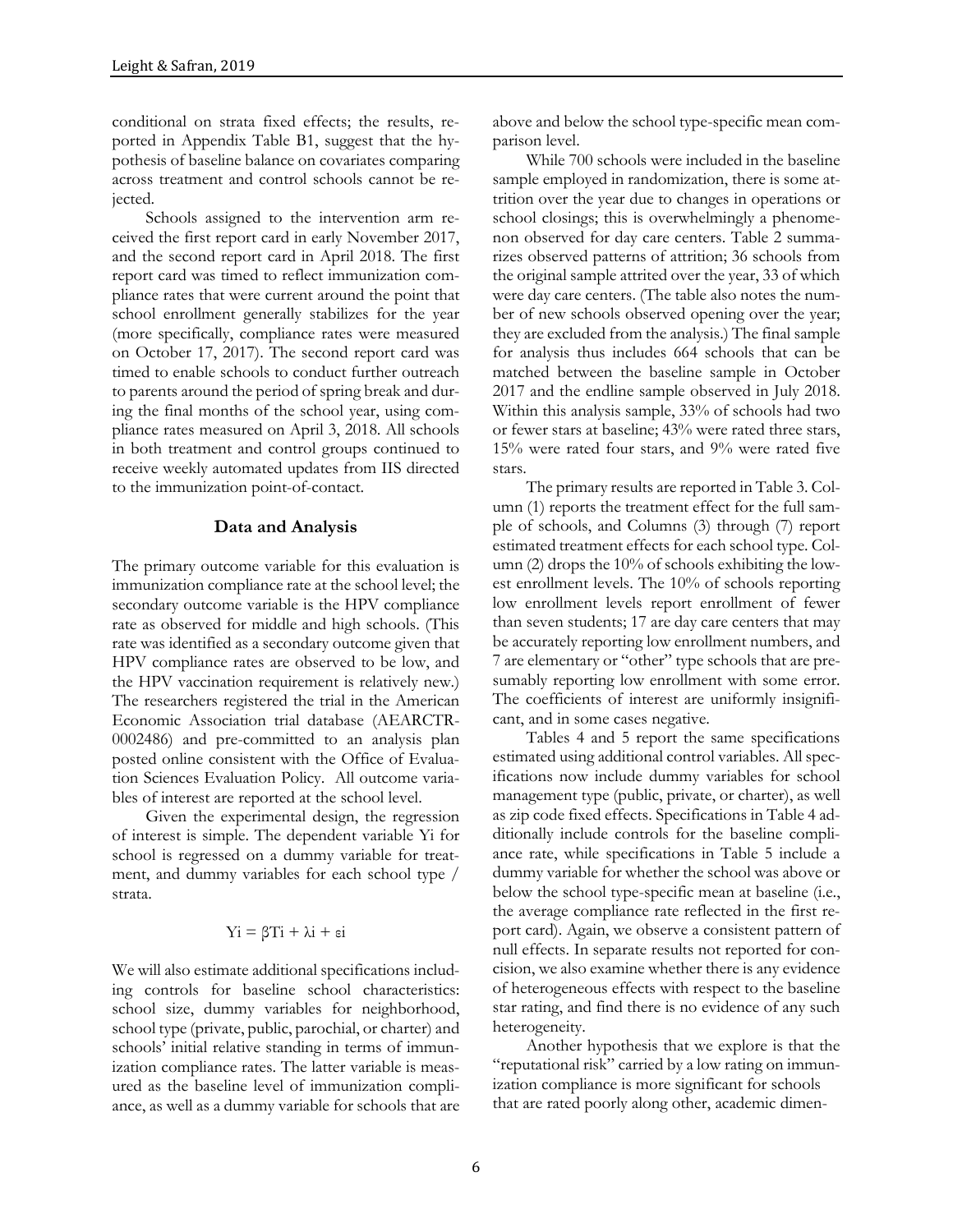conditional on strata fixed effects; the results, reported in Appendix Table B1, suggest that the hypothesis of baseline balance on covariates comparing across treatment and control schools cannot be rejected.

Schools assigned to the intervention arm received the first report card in early November 2017, and the second report card in April 2018. The first report card was timed to reflect immunization compliance rates that were current around the point that school enrollment generally stabilizes for the year (more specifically, compliance rates were measured on October 17, 2017). The second report card was timed to enable schools to conduct further outreach to parents around the period of spring break and during the final months of the school year, using compliance rates measured on April 3, 2018. All schools in both treatment and control groups continued to receive weekly automated updates from IIS directed to the immunization point-of-contact.

## Data and Analysis

The primary outcome variable for this evaluation is immunization compliance rate at the school level; the secondary outcome variable is the HPV compliance rate as observed for middle and high schools. (This rate was identified as a secondary outcome given that HPV compliance rates are observed to be low, and the HPV vaccination requirement is relatively new.) The researchers registered the trial in the American Economic Association trial database (AEARCTR-0002486) and pre-committed to an analysis plan posted online consistent with the Office of Evaluation Sciences Evaluation Policy. All outcome variables of interest are reported at the school level.

Given the experimental design, the regression of interest is simple. The dependent variable $Y_i$ for school is regressed on a dummy variable for treatment, and dummy variables for each school type / strata.

$$Y_i = \beta T_i + \lambda_i + \varepsilon_i$$

We will also estimate additional specifications including controls for baseline school characteristics: school size, dummy variables for neighborhood, school type (private, public, parochial, or charter) and schools' initial relative standing in terms of immunization compliance rates. The latter variable is measured as the baseline level of immunization compliance, as well as a dummy variable for schools that are above and below the school type-specific mean comparison level.

While 700 schools were included in the baseline sample employed in randomization, there is some attrition over the year due to changes in operations or school closings; this is overwhelmingly a phenomenon observed for day care centers. Table 2 summarizes observed patterns of attrition; 36 schools from the original sample attrited over the year, 33 of which were day care centers. (The table also notes the number of new schools observed opening over the year; they are excluded from the analysis.) The final sample for analysis thus includes 664 schools that can be matched between the baseline sample in October 2017 and the endline sample observed in July 2018. Within this analysis sample, 33% of schools had two or fewer stars at baseline; 43% were rated three stars, 15% were rated four stars, and 9% were rated five stars.

The primary results are reported in Table 3. Column (1) reports the treatment effect for the full sample of schools, and Columns (3) through (7) report estimated treatment effects for each school type. Column (2) drops the 10% of schools exhibiting the lowest enrollment levels. The 10% of schools reporting low enrollment levels report enrollment of fewer than seven students; 17 are day care centers that may be accurately reporting low enrollment numbers, and 7 are elementary or "other" type schools that are presumably reporting low enrollment with some error. The coefficients of interest are uniformly insignificant, and in some cases negative.

Tables 4 and 5 report the same specifications estimated using additional control variables. All specifications now include dummy variables for school management type (public, private, or charter), as well as zip code fixed effects. Specifications in Table 4 additionally include controls for the baseline compliance rate, while specifications in Table 5 include a dummy variable for whether the school was above or below the school type-specific mean at baseline (i.e., the average compliance rate reflected in the first report card). Again, we observe a consistent pattern of null effects. In separate results not reported for concision, we also examine whether there is any evidence of heterogeneous effects with respect to the baseline star rating, and find there is no evidence of any such heterogeneity.

Another hypothesis that we explore is that the "reputational risk" carried by a low rating on immunization compliance is more significant for schools that are rated poorly along other, academic dimen-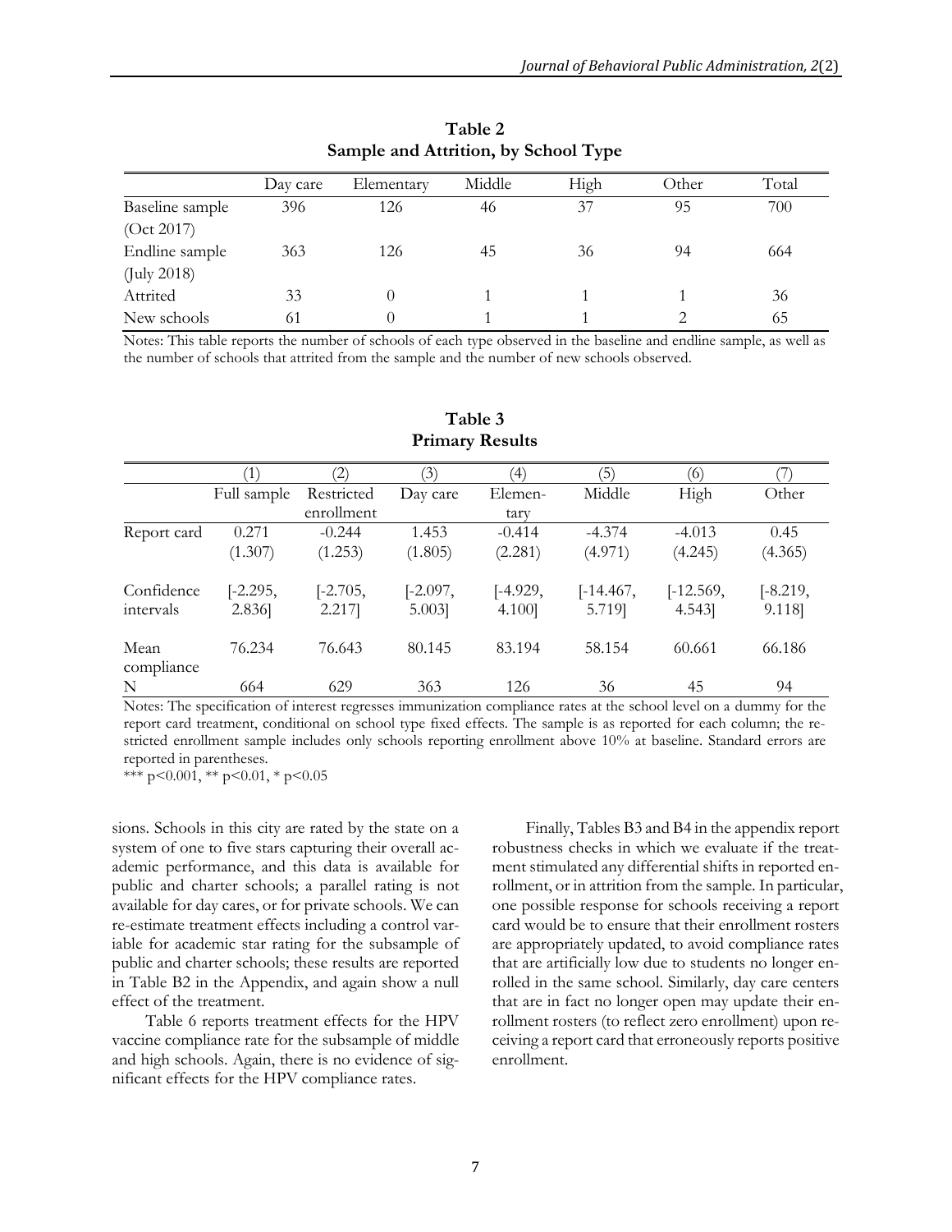**Table 2**
**Sample and Attrition, by School Type**

| | Day care | Elementary | Middle | High | Other | Total |
|---|---|---|---|---|---|---|
| Baseline sample (Oct 2017) | 396 | 126 | 46 | 37 | 95 | 700 |
| Endline sample (July 2018) | 363 | 126 | 45 | 36 | 94 | 664 |
| Attrited | 33 | 0 | 1 | 1 | 1 | 36 |
| New schools | 61 | 0 | 1 | 1 | 2 | 65 |

Notes: This table reports the number of schools of each type observed in the baseline and endline sample, as well as the number of schools that attrited from the sample and the number of new schools observed.

**Table 3**
**Primary Results**

| | (1) | (2) | (3) | (4) | (5) | (6) | (7) |
|---|---|---|---|---|---|---|---|
| | Full sample | Restricted enrollment | Day care | Elementary | Middle | High | Other |
| Report card | 0.271 | -0.244 | 1.453 | -0.414 | -4.374 | -4.013 | 0.45 |
| | (1.307) | (1.253) | (1.805) | (2.281) | (4.971) | (4.245) | (4.365) |
| Confidence intervals | [-2.295, 2.836] | [-2.705, 2.217] | [-2.097, 5.003] | [-4.929, 4.100] | [-14.467, 5.719] | [-12.569, 4.543] | [-8.219, 9.118] |
| Mean compliance | 76.234 | 76.643 | 80.145 | 83.194 | 58.154 | 60.661 | 66.186 |
| N | 664 | 629 | 363 | 126 | 36 | 45 | 94 |

Notes: The specification of interest regresses immunization compliance rates at the school level on a dummy for the report card treatment, conditional on school type fixed effects. The sample is as reported for each column; the restricted enrollment sample includes only schools reporting enrollment above 10% at baseline. Standard errors are reported in parentheses.
*** p<0.001, ** p<0.01, * p<0.05

sions. Schools in this city are rated by the state on a system of one to five stars capturing their overall academic performance, and this data is available for public and charter schools; a parallel rating is not available for day cares, or for private schools. We can re-estimate treatment effects including a control variable for academic star rating for the subsample of public and charter schools; these results are reported in Table B2 in the Appendix, and again show a null effect of the treatment.

Table 6 reports treatment effects for the HPV vaccine compliance rate for the subsample of middle and high schools. Again, there is no evidence of significant effects for the HPV compliance rates.

Finally, Tables B3 and B4 in the appendix report robustness checks in which we evaluate if the treatment stimulated any differential shifts in reported enrollment, or in attrition from the sample. In particular, one possible response for schools receiving a report card would be to ensure that their enrollment rosters are appropriately updated, to avoid compliance rates that are artificially low due to students no longer enrolled in the same school. Similarly, day care centers that are in fact no longer open may update their enrollment rosters (to reflect zero enrollment) upon receiving a report card that erroneously reports positive enrollment.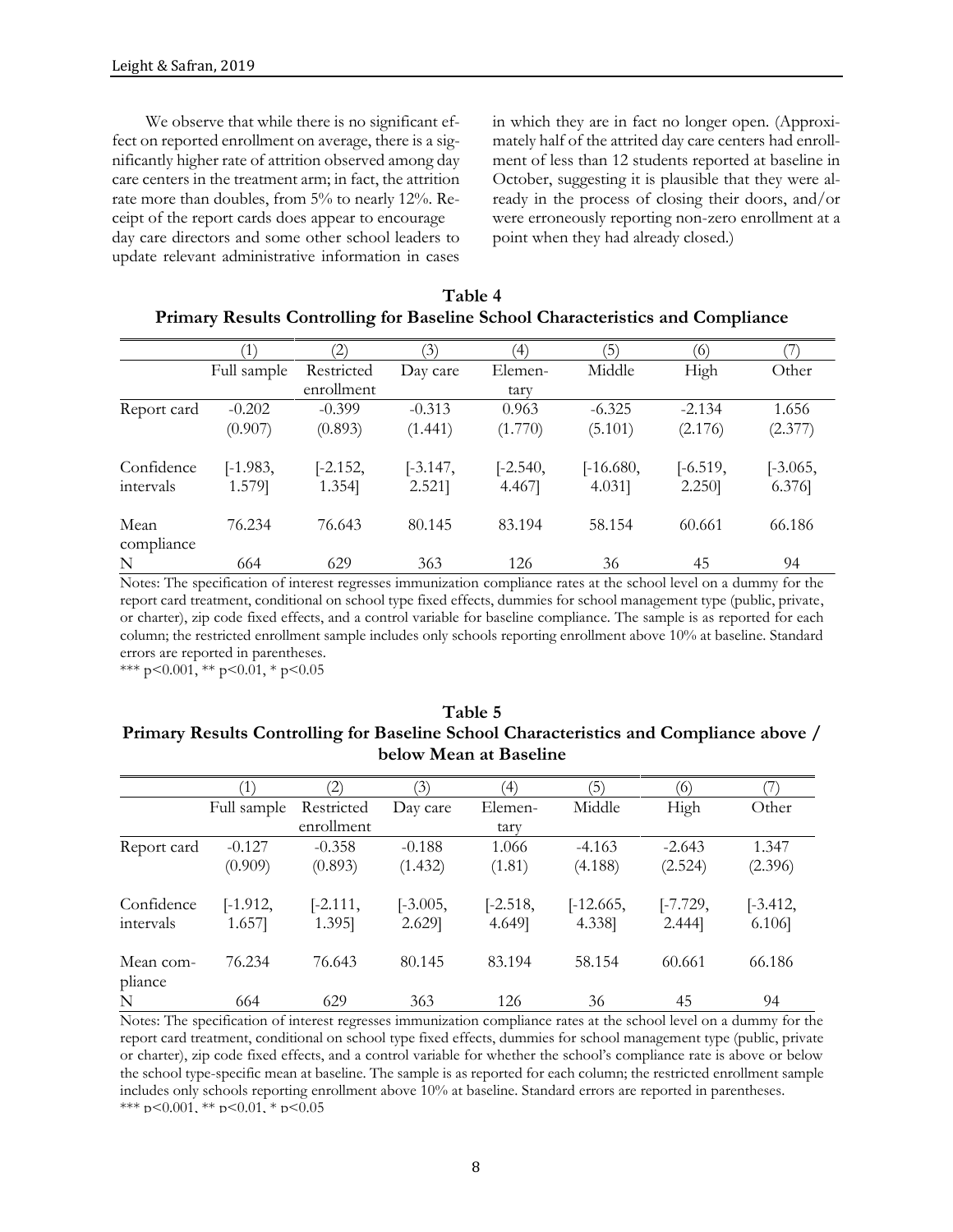We observe that while there is no significant effect on reported enrollment on average, there is a significantly higher rate of attrition observed among day care centers in the treatment arm; in fact, the attrition rate more than doubles, from 5% to nearly 12%. Receipt of the report cards does appear to encourage day care directors and some other school leaders to update relevant administrative information in cases in which they are in fact no longer open. (Approximately half of the attrited day care centers had enrollment of less than 12 students reported at baseline in October, suggesting it is plausible that they were already in the process of closing their doors, and/or were erroneously reporting non-zero enrollment at a point when they had already closed.)

**Table 4**
**Primary Results Controlling for Baseline School Characteristics and Compliance**

| | (1) | (2) | (3) | (4) | (5) | (6) | (7) |
|---|---|---|---|---|---|---|---|
| | Full sample | Restricted enrollment | Day care | Elementary | Middle | High | Other |
| Report card | -0.202 | -0.399 | -0.313 | 0.963 | -6.325 | -2.134 | 1.656 |
| | (0.907) | (0.893) | (1.441) | (1.770) | (5.101) | (2.176) | (2.377) |
| Confidence intervals | [-1.983, 1.579] | [-2.152, 1.354] | [-3.147, 2.521] | [-2.540, 4.467] | [-16.680, 4.031] | [-6.519, 2.250] | [-3.065, 6.376] |
| Mean compliance | 76.234 | 76.643 | 80.145 | 83.194 | 58.154 | 60.661 | 66.186 |
| N | 664 | 629 | 363 | 126 | 36 | 45 | 94 |

Notes: The specification of interest regresses immunization compliance rates at the school level on a dummy for the report card treatment, conditional on school type fixed effects, dummies for school management type (public, private, or charter), zip code fixed effects, and a control variable for baseline compliance. The sample is as reported for each column; the restricted enrollment sample includes only schools reporting enrollment above 10% at baseline. Standard errors are reported in parentheses.
*** p<0.001, ** p<0.01, * p<0.05

**Table 5**
**Primary Results Controlling for Baseline School Characteristics and Compliance above / below Mean at Baseline**

| | (1) | (2) | (3) | (4) | (5) | (6) | (7) |
|---|---|---|---|---|---|---|---|
| | Full sample | Restricted enrollment | Day care | Elementary | Middle | High | Other |
| Report card | -0.127 | -0.358 | -0.188 | 1.066 | -4.163 | -2.643 | 1.347 |
| | (0.909) | (0.893) | (1.432) | (1.81) | (4.188) | (2.524) | (2.396) |
| Confidence intervals | [-1.912, 1.657] | [-2.111, 1.395] | [-3.005, 2.629] | [-2.518, 4.649] | [-12.665, 4.338] | [-7.729, 2.444] | [-3.412, 6.106] |
| Mean compliance | 76.234 | 76.643 | 80.145 | 83.194 | 58.154 | 60.661 | 66.186 |
| N | 664 | 629 | 363 | 126 | 36 | 45 | 94 |

Notes: The specification of interest regresses immunization compliance rates at the school level on a dummy for the report card treatment, conditional on school type fixed effects, dummies for school management type (public, private or charter), zip code fixed effects, and a control variable for whether the school's compliance rate is above or below the school type-specific mean at baseline. The sample is as reported for each column; the restricted enrollment sample includes only schools reporting enrollment above 10% at baseline. Standard errors are reported in parentheses.
*** p<0.001, ** p<0.01, * p<0.05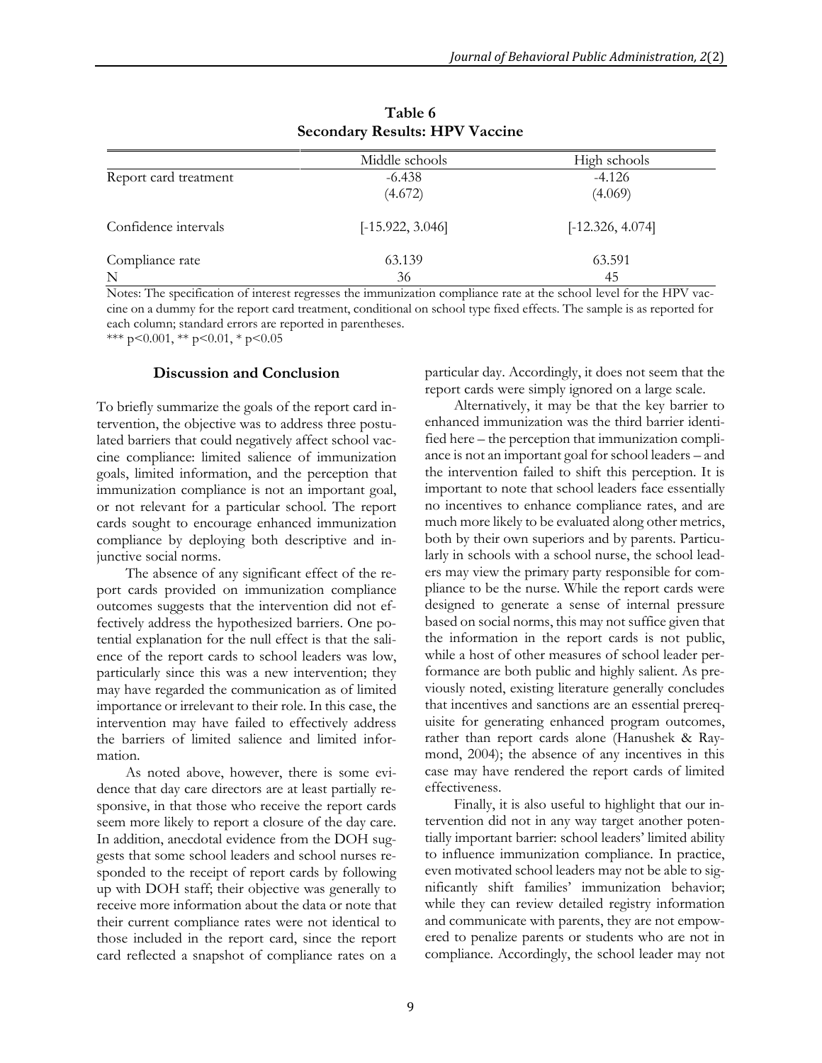**Table 6**
**Secondary Results: HPV Vaccine**

| | Middle schools | High schools |
|---|---|---|
| Report card treatment | -6.438 | -4.126 |
| | (4.672) | (4.069) |
| Confidence intervals | [-15.922, 3.046] | [-12.326, 4.074] |
| Compliance rate | 63.139 | 63.591 |
| N | 36 | 45 |

Notes: The specification of interest regresses the immunization compliance rate at the school level for the HPV vaccine on a dummy for the report card treatment, conditional on school type fixed effects. The sample is as reported for each column; standard errors are reported in parentheses.
\*\*\* p<0.001, \*\* p<0.01, \* p<0.05

## Discussion and Conclusion

To briefly summarize the goals of the report card intervention, the objective was to address three postulated barriers that could negatively affect school vaccine compliance: limited salience of immunization goals, limited information, and the perception that immunization compliance is not an important goal, or not relevant for a particular school. The report cards sought to encourage enhanced immunization compliance by deploying both descriptive and injunctive social norms.

The absence of any significant effect of the report cards provided on immunization compliance outcomes suggests that the intervention did not effectively address the hypothesized barriers. One potential explanation for the null effect is that the salience of the report cards to school leaders was low, particularly since this was a new intervention; they may have regarded the communication as of limited importance or irrelevant to their role. In this case, the intervention may have failed to effectively address the barriers of limited salience and limited information.

As noted above, however, there is some evidence that day care directors are at least partially responsive, in that those who receive the report cards seem more likely to report a closure of the day care. In addition, anecdotal evidence from the DOH suggests that some school leaders and school nurses responded to the receipt of report cards by following up with DOH staff; their objective was generally to receive more information about the data or note that their current compliance rates were not identical to those included in the report card, since the report card reflected a snapshot of compliance rates on a particular day. Accordingly, it does not seem that the report cards were simply ignored on a large scale.

Alternatively, it may be that the key barrier to enhanced immunization was the third barrier identified here – the perception that immunization compliance is not an important goal for school leaders – and the intervention failed to shift this perception. It is important to note that school leaders face essentially no incentives to enhance compliance rates, and are much more likely to be evaluated along other metrics, both by their own superiors and by parents. Particularly in schools with a school nurse, the school leaders may view the primary party responsible for compliance to be the nurse. While the report cards were designed to generate a sense of internal pressure based on social norms, this may not suffice given that the information in the report cards is not public, while a host of other measures of school leader performance are both public and highly salient. As previously noted, existing literature generally concludes that incentives and sanctions are an essential prerequisite for generating enhanced program outcomes, rather than report cards alone (Hanushek & Raymond, 2004); the absence of any incentives in this case may have rendered the report cards of limited effectiveness.

Finally, it is also useful to highlight that our intervention did not in any way target another potentially important barrier: school leaders' limited ability to influence immunization compliance. In practice, even motivated school leaders may not be able to significantly shift families' immunization behavior; while they can review detailed registry information and communicate with parents, they are not empowered to penalize parents or students who are not in compliance. Accordingly, the school leader may not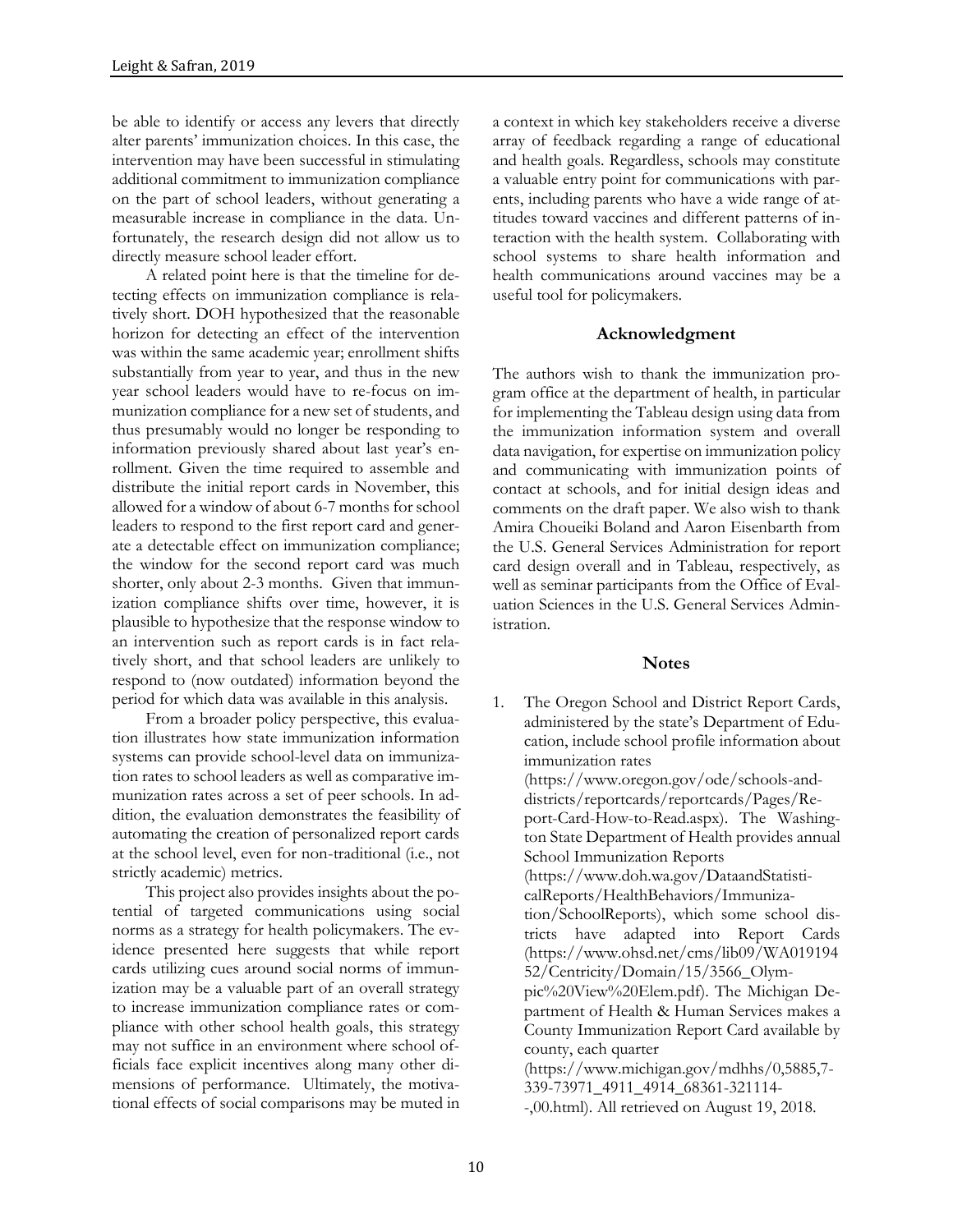be able to identify or access any levers that directly alter parents' immunization choices. In this case, the intervention may have been successful in stimulating additional commitment to immunization compliance on the part of school leaders, without generating a measurable increase in compliance in the data. Unfortunately, the research design did not allow us to directly measure school leader effort.

A related point here is that the timeline for detecting effects on immunization compliance is relatively short. DOH hypothesized that the reasonable horizon for detecting an effect of the intervention was within the same academic year; enrollment shifts substantially from year to year, and thus in the new year school leaders would have to re-focus on immunization compliance for a new set of students, and thus presumably would no longer be responding to information previously shared about last year's enrollment. Given the time required to assemble and distribute the initial report cards in November, this allowed for a window of about 6-7 months for school leaders to respond to the first report card and generate a detectable effect on immunization compliance; the window for the second report card was much shorter, only about 2-3 months. Given that immunization compliance shifts over time, however, it is plausible to hypothesize that the response window to an intervention such as report cards is in fact relatively short, and that school leaders are unlikely to respond to (now outdated) information beyond the period for which data was available in this analysis.

From a broader policy perspective, this evaluation illustrates how state immunization information systems can provide school-level data on immunization rates to school leaders as well as comparative immunization rates across a set of peer schools. In addition, the evaluation demonstrates the feasibility of automating the creation of personalized report cards at the school level, even for non-traditional (i.e., not strictly academic) metrics.

This project also provides insights about the potential of targeted communications using social norms as a strategy for health policymakers. The evidence presented here suggests that while report cards utilizing cues around social norms of immunization may be a valuable part of an overall strategy to increase immunization compliance rates or compliance with other school health goals, this strategy may not suffice in an environment where school officials face explicit incentives along many other dimensions of performance. Ultimately, the motivational effects of social comparisons may be muted in a context in which key stakeholders receive a diverse array of feedback regarding a range of educational and health goals. Regardless, schools may constitute a valuable entry point for communications with parents, including parents who have a wide range of attitudes toward vaccines and different patterns of interaction with the health system. Collaborating with school systems to share health information and health communications around vaccines may be a useful tool for policymakers.

## Acknowledgment

The authors wish to thank the immunization program office at the department of health, in particular for implementing the Tableau design using data from the immunization information system and overall data navigation, for expertise on immunization policy and communicating with immunization points of contact at schools, and for initial design ideas and comments on the draft paper. We also wish to thank Amira Choueiki Boland and Aaron Eisenbarth from the U.S. General Services Administration for report card design overall and in Tableau, respectively, as well as seminar participants from the Office of Evaluation Sciences in the U.S. General Services Administration.

## Notes

1. The Oregon School and District Report Cards, administered by the state's Department of Education, include school profile information about immunization rates (https://www.oregon.gov/ode/schools-and-districts/reportcards/reportcards/Pages/Report-Card-How-to-Read.aspx). The Washington State Department of Health provides annual School Immunization Reports (https://www.doh.wa.gov/DataandStatisticalReports/HealthBehaviors/Immunization/SchoolReports), which some school districts have adapted into Report Cards (https://www.ohsd.net/cms/lib09/WA01919452/Centricity/Domain/15/3566_Olympic%20View%20Elem.pdf). The Michigan Department of Health & Human Services makes a County Immunization Report Card available by county, each quarter (https://www.michigan.gov/mdhhs/0,5885,7-339-73971_4911_4914_68361-321114--,00.html). All retrieved on August 19, 2018.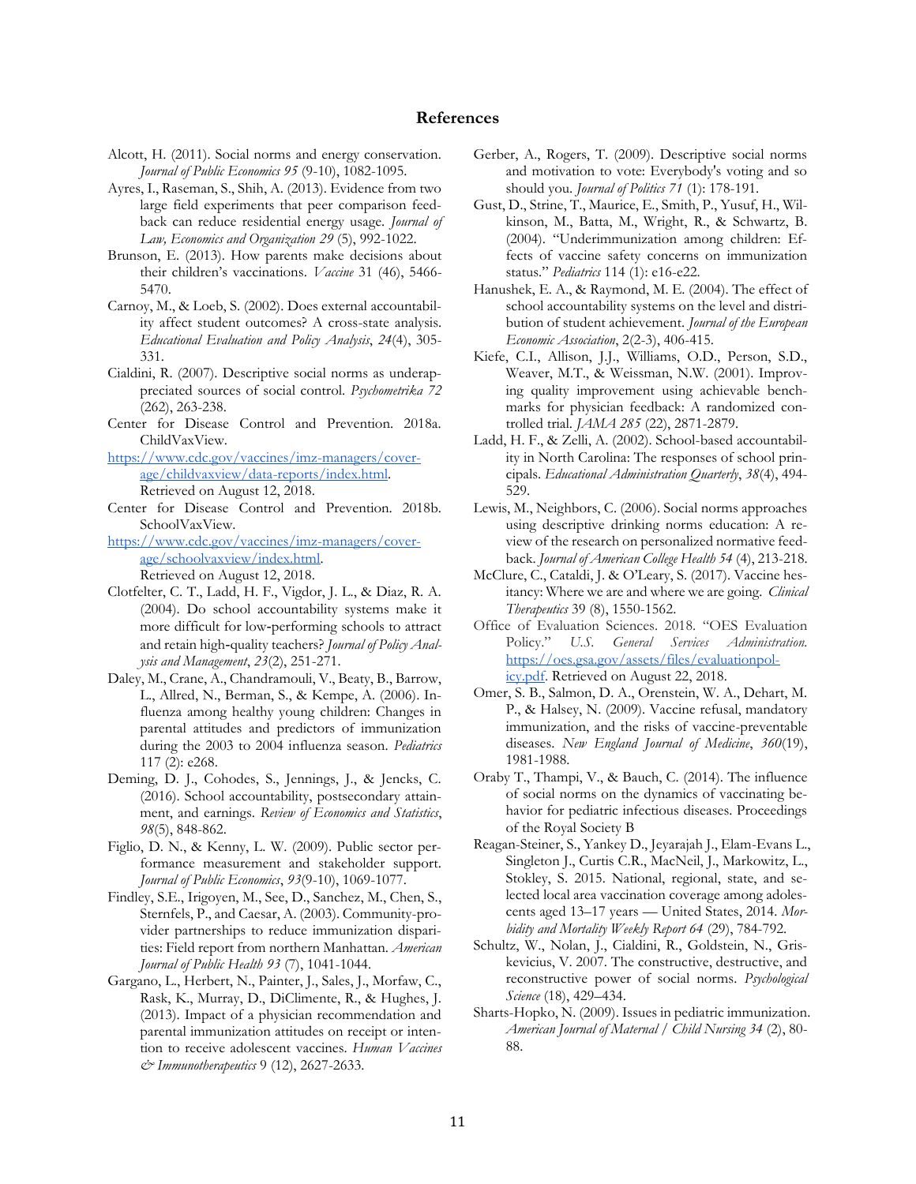## References

Alcott, H. (2011). Social norms and energy conservation. *Journal of Public Economics 95* (9-10), 1082-1095.

Ayres, I., Raseman, S., Shih, A. (2013). Evidence from two large field experiments that peer comparison feedback can reduce residential energy usage. *Journal of Law, Economics and Organization 29* (5), 992-1022.

Brunson, E. (2013). How parents make decisions about their children's vaccinations. *Vaccine* 31 (46), 5466-5470.

Carnoy, M., & Loeb, S. (2002). Does external accountability affect student outcomes? A cross-state analysis. *Educational Evaluation and Policy Analysis*, *24*(4), 305-331.

Cialdini, R. (2007). Descriptive social norms as underappreciated sources of social control. *Psychometrika 72* (262), 263-238.

Center for Disease Control and Prevention. 2018a. ChildVaxView.
https://www.cdc.gov/vaccines/imz-managers/coverage/childvaxview/data-reports/index.html. Retrieved on August 12, 2018.

Center for Disease Control and Prevention. 2018b. SchoolVaxView.
https://www.cdc.gov/vaccines/imz-managers/coverage/schoolvaxview/index.html. Retrieved on August 12, 2018.

Clotfelter, C. T., Ladd, H. F., Vigdor, J. L., & Diaz, R. A. (2004). Do school accountability systems make it more difficult for low-performing schools to attract and retain high-quality teachers? *Journal of Policy Analysis and Management*, *23*(2), 251-271.

Daley, M., Crane, A., Chandramouli, V., Beaty, B., Barrow, L., Allred, N., Berman, S., & Kempe, A. (2006). Influenza among healthy young children: Changes in parental attitudes and predictors of immunization during the 2003 to 2004 influenza season. *Pediatrics* 117 (2): e268.

Deming, D. J., Cohodes, S., Jennings, J., & Jencks, C. (2016). School accountability, postsecondary attainment, and earnings. *Review of Economics and Statistics*, *98*(5), 848-862.

Figlio, D. N., & Kenny, L. W. (2009). Public sector performance measurement and stakeholder support. *Journal of Public Economics*, *93*(9-10), 1069-1077.

Findley, S.E., Irigoyen, M., See, D., Sanchez, M., Chen, S., Sternfels, P., and Caesar, A. (2003). Community-provider partnerships to reduce immunization disparities: Field report from northern Manhattan. *American Journal of Public Health 93* (7), 1041-1044.

Gargano, L., Herbert, N., Painter, J., Sales, J., Morfaw, C., Rask, K., Murray, D., DiClimente, R., & Hughes, J. (2013). Impact of a physician recommendation and parental immunization attitudes on receipt or intention to receive adolescent vaccines. *Human Vaccines & Immunotherapeutics* 9 (12), 2627-2633.

Gerber, A., Rogers, T. (2009). Descriptive social norms and motivation to vote: Everybody's voting and so should you. *Journal of Politics 71* (1): 178-191.

Gust, D., Strine, T., Maurice, E., Smith, P., Yusuf, H., Wilkinson, M., Batta, M., Wright, R., & Schwartz, B. (2004). "Underimmunization among children: Effects of vaccine safety concerns on immunization status." *Pediatrics* 114 (1): e16-e22.

Hanushek, E. A., & Raymond, M. E. (2004). The effect of school accountability systems on the level and distribution of student achievement. *Journal of the European Economic Association*, 2(2-3), 406-415.

Kiefe, C.I., Allison, J.J., Williams, O.D., Person, S.D., Weaver, M.T., & Weissman, N.W. (2001). Improving quality improvement using achievable benchmarks for physician feedback: A randomized controlled trial. *JAMA 285* (22), 2871-2879.

Ladd, H. F., & Zelli, A. (2002). School-based accountability in North Carolina: The responses of school principals. *Educational Administration Quarterly*, *38*(4), 494-529.

Lewis, M., Neighbors, C. (2006). Social norms approaches using descriptive drinking norms education: A review of the research on personalized normative feedback. *Journal of American College Health 54* (4), 213-218.

McClure, C., Cataldi, J. & O'Leary, S. (2017). Vaccine hesitancy: Where we are and where we are going. *Clinical Therapeutics* 39 (8), 1550-1562.

Office of Evaluation Sciences. 2018. "OES Evaluation Policy." *U.S. General Services Administration*. https://oes.gsa.gov/assets/files/evaluationpolicy.pdf. Retrieved on August 22, 2018.

Omer, S. B., Salmon, D. A., Orenstein, W. A., Dehart, M. P., & Halsey, N. (2009). Vaccine refusal, mandatory immunization, and the risks of vaccine-preventable diseases. *New England Journal of Medicine*, *360*(19), 1981-1988.

Oraby T., Thampi, V., & Bauch, C. (2014). The influence of social norms on the dynamics of vaccinating behavior for pediatric infectious diseases. Proceedings of the Royal Society B

Reagan-Steiner, S., Yankey D., Jeyarajah J., Elam-Evans L., Singleton J., Curtis C.R., MacNeil, J., Markowitz, L., Stokley, S. 2015. National, regional, state, and selected local area vaccination coverage among adolescents aged 13–17 years — United States, 2014. *Morbidity and Mortality Weekly Report 64* (29), 784-792.

Schultz, W., Nolan, J., Cialdini, R., Goldstein, N., Griskevicius, V. 2007. The constructive, destructive, and reconstructive power of social norms. *Psychological Science* (18), 429–434.

Sharts-Hopko, N. (2009). Issues in pediatric immunization. *American Journal of Maternal / Child Nursing 34* (2), 80-88.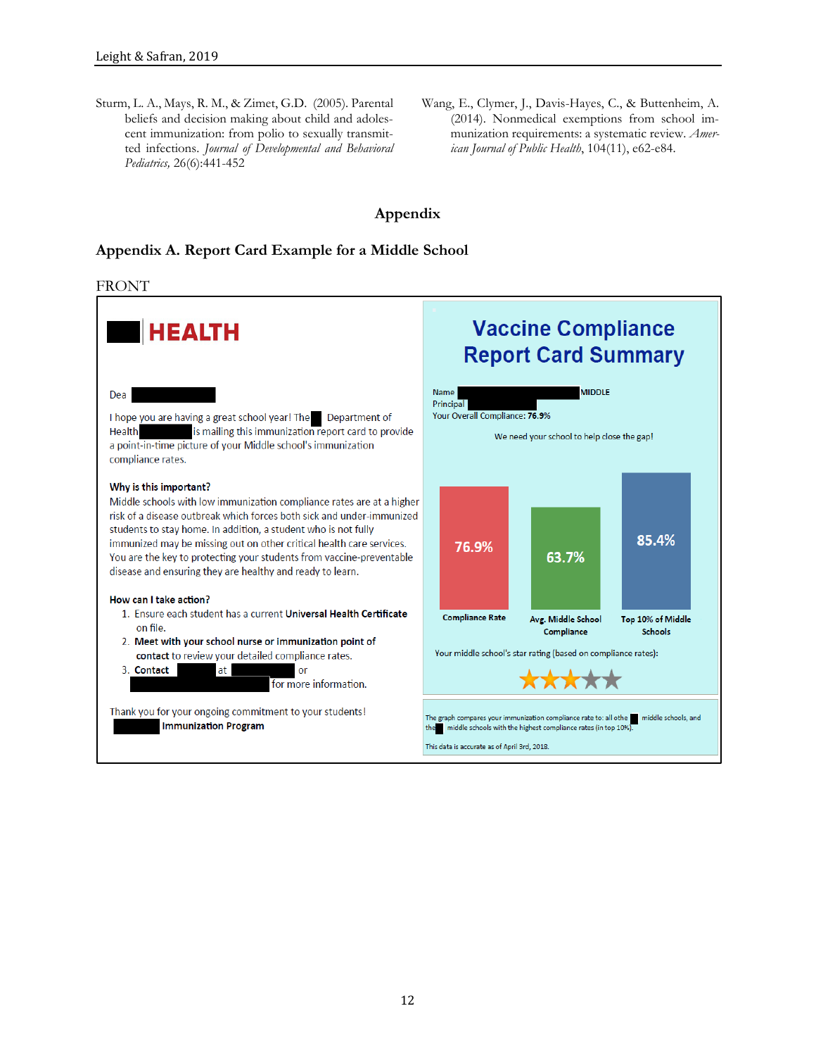Sturm, L. A., Mays, R. M., & Zimet, G.D. (2005). Parental beliefs and decision making about child and adolescent immunization: from polio to sexually transmitted infections. *Journal of Developmental and Behavioral Pediatrics,* 26(6):441-452

Wang, E., Clymer, J., Davis-Hayes, C., & Buttenheim, A. (2014). Nonmedical exemptions from school immunization requirements: a systematic review. *American Journal of Public Health*, 104(11), e62-e84.

## Appendix

### Appendix A. Report Card Example for a Middle School

FRONT

**HEALTH**

Dea

I hope you are having a great school year! The Department of Health is mailing this immunization report card to provide a point-in-time picture of your Middle school's immunization compliance rates.

**Why is this important?**
Middle schools with low immunization compliance rates are at a higher risk of a disease outbreak which forces both sick and under-immunized students to stay home. In addition, a student who is not fully immunized may be missing out on other critical health care services. You are the key to protecting your students from vaccine-preventable disease and ensuring they are healthy and ready to learn.

**How can I take action?**

1. Ensure each student has a current **Universal Health Certificate** on file.
2. **Meet with your school nurse or immunization point of contact** to review your detailed compliance rates.
3. **Contact** at or for more information.

Thank you for your ongoing commitment to your students!
**Immunization Program**

**Vaccine Compliance Report Card Summary**

Name MIDDLE
Principal
Your Overall Compliance: **76.9%**

We need your school to help close the gap!

| Compliance Rate | Avg. Middle School Compliance | Top 10% of Middle Schools |
|---|---|---|
| 76.9% | 63.7% | 85.4% |

Your middle school's star rating (based on compliance rates): ★★★☆☆

The graph compares your immunization compliance rate to: all othe middle schools, and the middle schools with the highest compliance rates (in top 10%).

This data is accurate as of April 3rd, 2018.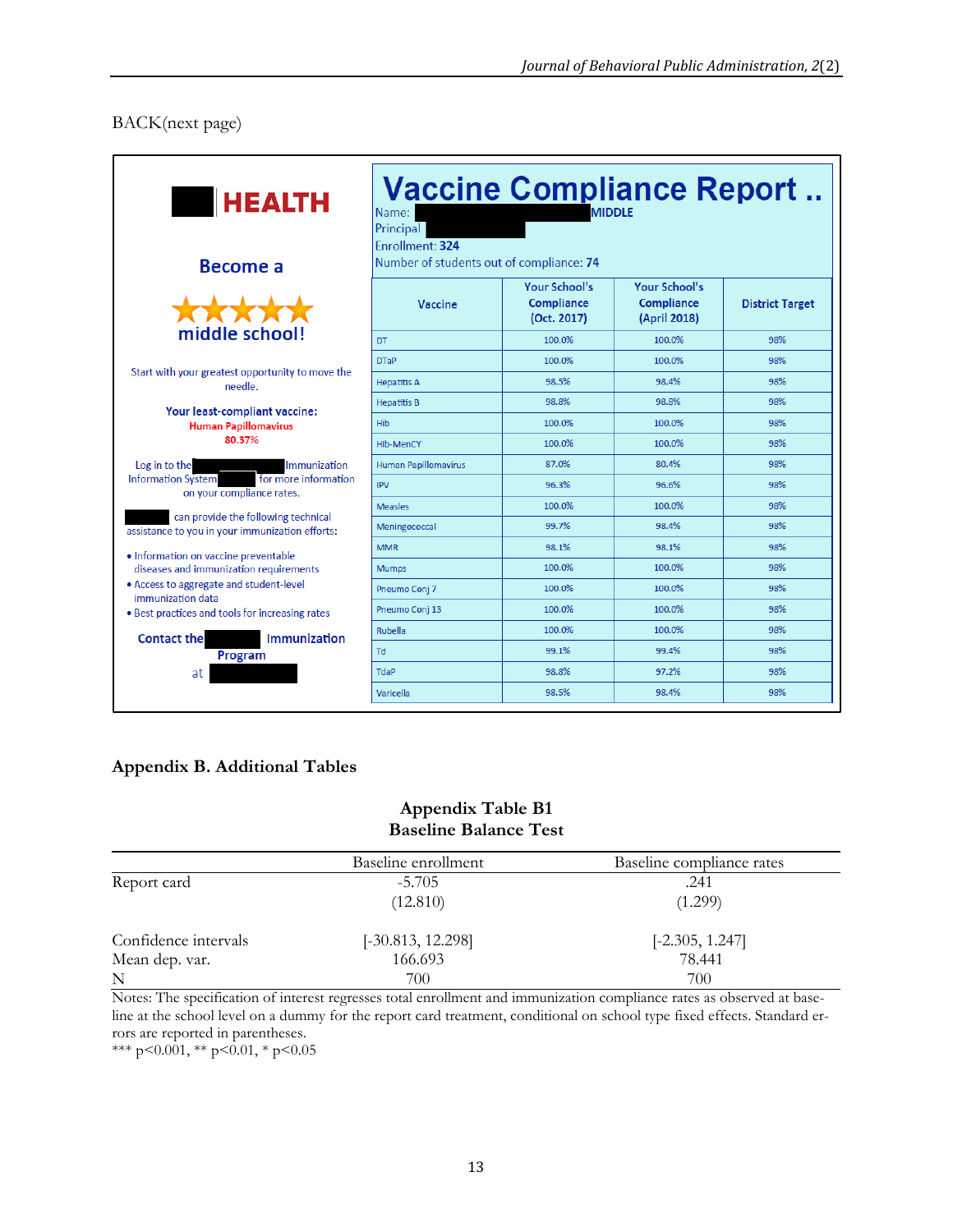BACK(next page)

HEALTH

**Become a**

★★★★★

**middle school!**

Start with your greatest opportunity to move the needle.

**Your least-compliant vaccine:**
**Human Papillomavirus**
**80.37%**

Log in to the Immunization Information System for more information on your compliance rates.

can provide the following technical assistance to you in your immunization efforts:

- Information on vaccine preventable diseases and immunization requirements
- Access to aggregate and student-level immunization data
- Best practices and tools for increasing rates

**Contact the Immunization Program**

at

## Vaccine Compliance Report ..

Name: MIDDLE
Principal
Enrollment: 324
Number of students out of compliance: 74

| Vaccine | Your School's Compliance (Oct. 2017) | Your School's Compliance (April 2018) | District Target |
|---|---|---|---|
| DT | 100.0% | 100.0% | 98% |
| DTaP | 100.0% | 100.0% | 98% |
| Hepatitis A | 98.5% | 98.4% | 98% |
| Hepatitis B | 98.8% | 98.8% | 98% |
| Hib | 100.0% | 100.0% | 98% |
| Hib-MenCY | 100.0% | 100.0% | 98% |
| Human Papillomavirus | 87.0% | 80.4% | 98% |
| IPV | 96.3% | 96.6% | 98% |
| Measles | 100.0% | 100.0% | 98% |
| Meningococcal | 99.7% | 98.4% | 98% |
| MMR | 98.1% | 98.1% | 98% |
| Mumps | 100.0% | 100.0% | 98% |
| Pneumo Conj 7 | 100.0% | 100.0% | 98% |
| Pneumo Conj 13 | 100.0% | 100.0% | 98% |
| Rubella | 100.0% | 100.0% | 98% |
| Td | 99.1% | 99.4% | 98% |
| TdaP | 98.8% | 97.2% | 98% |
| Varicella | 98.5% | 98.4% | 98% |

## Appendix B. Additional Tables

**Appendix Table B1**
**Baseline Balance Test**

| | Baseline enrollment | Baseline compliance rates |
|---|---|---|
| Report card | -5.705 | .241 |
| | (12.810) | (1.299) |
| Confidence intervals | [-30.813, 12.298] | [-2.305, 1.247] |
| Mean dep. var. | 166.693 | 78.441 |
| N | 700 | 700 |

Notes: The specification of interest regresses total enrollment and immunization compliance rates as observed at baseline at the school level on a dummy for the report card treatment, conditional on school type fixed effects. Standard errors are reported in parentheses.
*** p<0.001, ** p<0.01, * p<0.05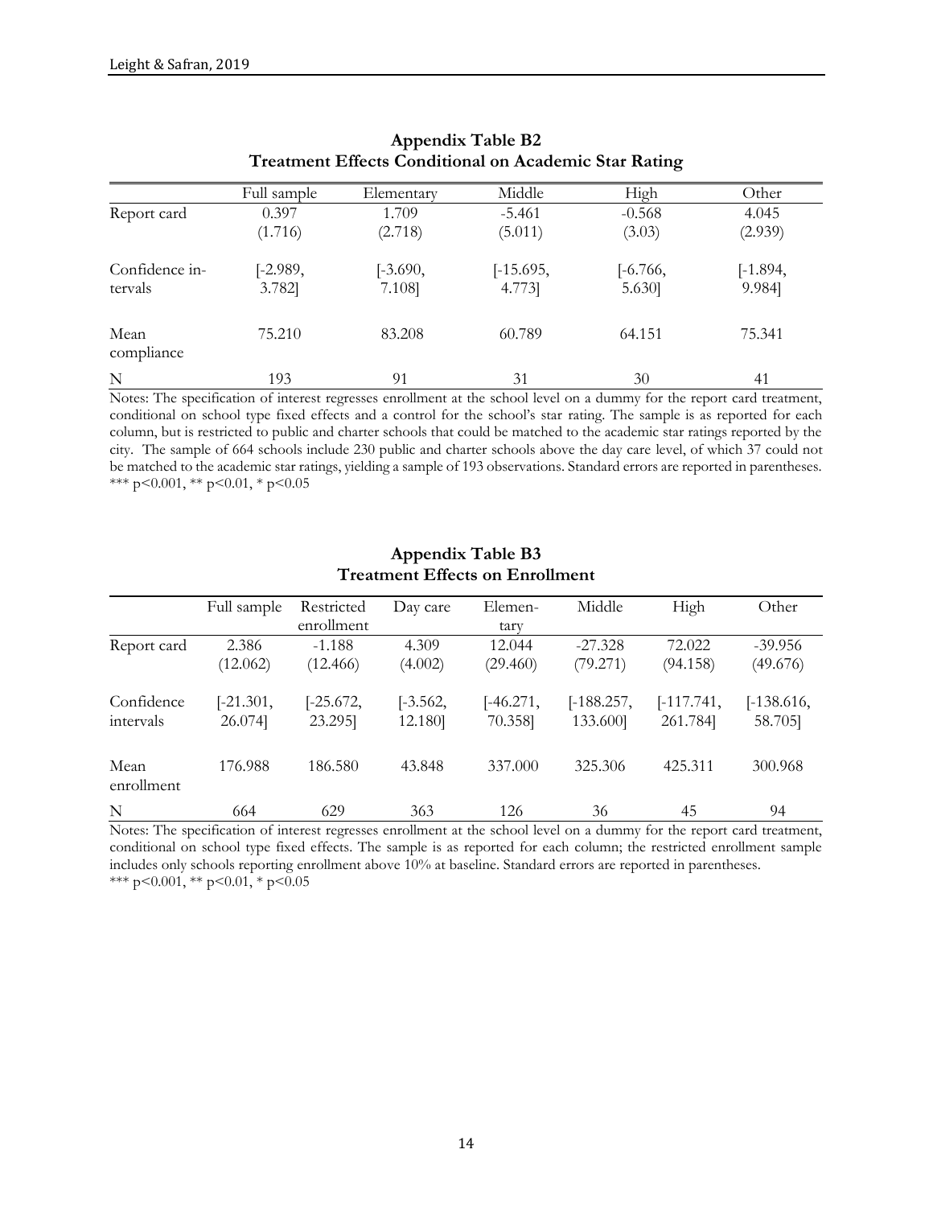## Appendix Table B2
### Treatment Effects Conditional on Academic Star Rating

| | Full sample | Elementary | Middle | High | Other |
|---|---|---|---|---|---|
| Report card | 0.397 | 1.709 | -5.461 | -0.568 | 4.045 |
| | (1.716) | (2.718) | (5.011) | (3.03) | (2.939) |
| Confidence intervals | [-2.989, 3.782] | [-3.690, 7.108] | [-15.695, 4.773] | [-6.766, 5.630] | [-1.894, 9.984] |
| Mean compliance | 75.210 | 83.208 | 60.789 | 64.151 | 75.341 |
| N | 193 | 91 | 31 | 30 | 41 |

Notes: The specification of interest regresses enrollment at the school level on a dummy for the report card treatment, conditional on school type fixed effects and a control for the school's star rating. The sample is as reported for each column, but is restricted to public and charter schools that could be matched to the academic star ratings reported by the city. The sample of 664 schools include 230 public and charter schools above the day care level, of which 37 could not be matched to the academic star ratings, yielding a sample of 193 observations. Standard errors are reported in parentheses. *** $p<0.001$, ** $p<0.01$, * $p<0.05$

## Appendix Table B3
### Treatment Effects on Enrollment

| | Full sample | Restricted enrollment | Day care | Elementary | Middle | High | Other |
|---|---|---|---|---|---|---|---|
| Report card | 2.386 | -1.188 | 4.309 | 12.044 | -27.328 | 72.022 | -39.956 |
| | (12.062) | (12.466) | (4.002) | (29.460) | (79.271) | (94.158) | (49.676) |
| Confidence intervals | [-21.301, 26.074] | [-25.672, 23.295] | [-3.562, 12.180] | [-46.271, 70.358] | [-188.257, 133.600] | [-117.741, 261.784] | [-138.616, 58.705] |
| Mean enrollment | 176.988 | 186.580 | 43.848 | 337.000 | 325.306 | 425.311 | 300.968 |
| N | 664 | 629 | 363 | 126 | 36 | 45 | 94 |

Notes: The specification of interest regresses enrollment at the school level on a dummy for the report card treatment, conditional on school type fixed effects. The sample is as reported for each column; the restricted enrollment sample includes only schools reporting enrollment above 10% at baseline. Standard errors are reported in parentheses.
*** $p<0.001$, ** $p<0.01$, * $p<0.05$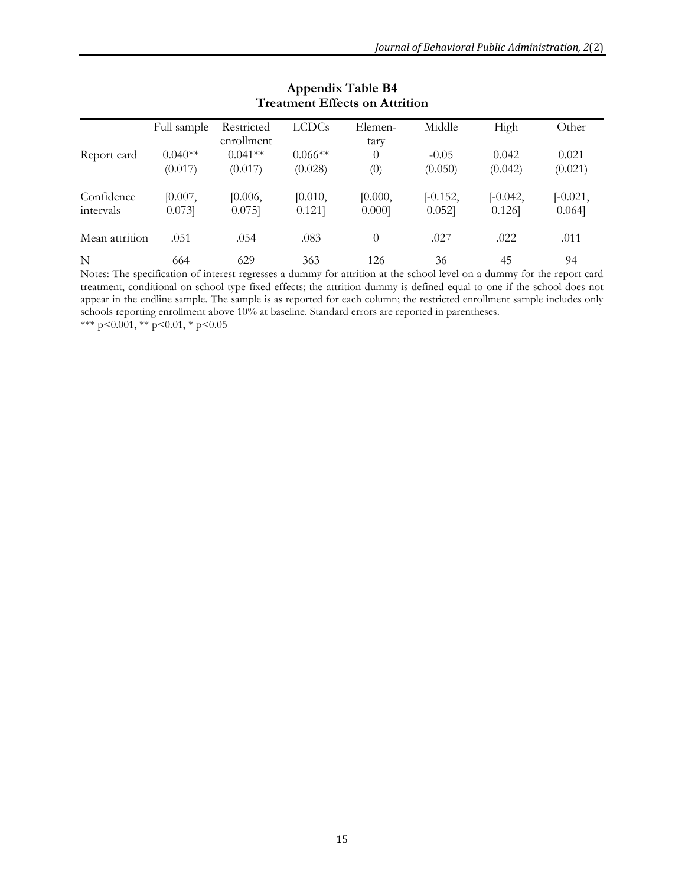## Appendix Table B4
## Treatment Effects on Attrition

| | Full sample | Restricted enrollment | LCDCs | Elementary | Middle | High | Other |
|---|---|---|---|---|---|---|---|
| Report card | 0.040** | 0.041** | 0.066** | 0 | -0.05 | 0.042 | 0.021 |
| | (0.017) | (0.017) | (0.028) | (0) | (0.050) | (0.042) | (0.021) |
| Confidence intervals | [0.007, 0.073] | [0.006, 0.075] | [0.010, 0.121] | [0.000, 0.000] | [-0.152, 0.052] | [-0.042, 0.126] | [-0.021, 0.064] |
| Mean attrition | .051 | .054 | .083 | 0 | .027 | .022 | .011 |
| N | 664 | 629 | 363 | 126 | 36 | 45 | 94 |

Notes: The specification of interest regresses a dummy for attrition at the school level on a dummy for the report card treatment, conditional on school type fixed effects; the attrition dummy is defined equal to one if the school does not appear in the endline sample. The sample is as reported for each column; the restricted enrollment sample includes only schools reporting enrollment above 10% at baseline. Standard errors are reported in parentheses.

*** $p<0.001$, ** $p<0.01$, * $p<0.05$